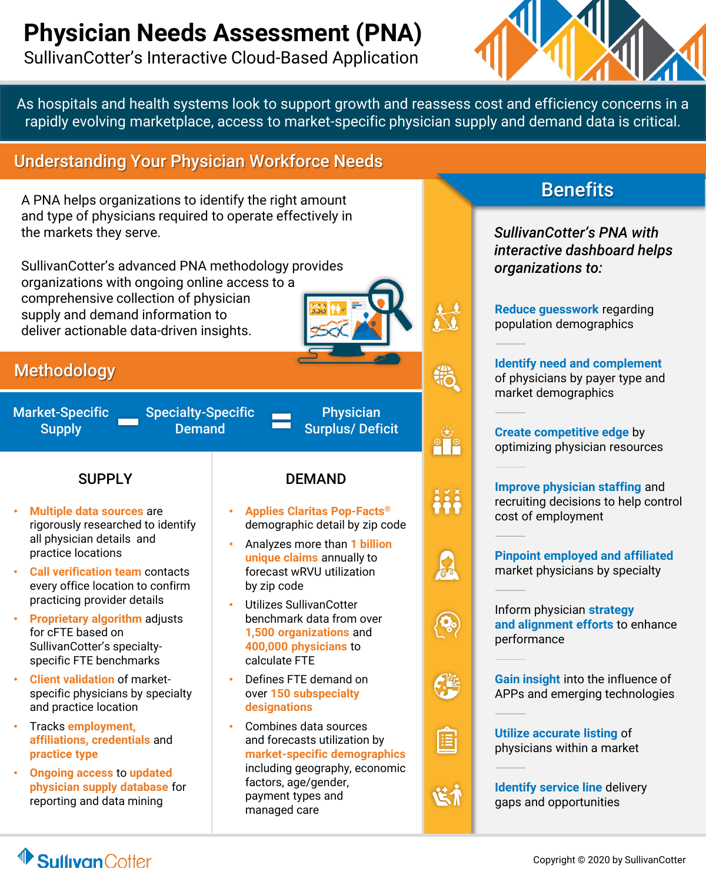# Physician Needs Assessment (PNA)

SullivanCotter's Interactive Cloud-Based Application

As hospitals and health systems look to support growth and reassess cost and efficiency concerns in a rapidly evolving marketplace, access to market-specific physician supply and demand data is critical.

## Understanding Your Physician Workforce Needs

A PNA helps organizations to identify the right amount and type of physicians required to operate effectively in the markets they serve.

SullivanCotter's advanced PNA methodology provides organizations with ongoing online access to a comprehensive collection of physician supply and demand information to deliver actionable data-driven insights.

## Methodology

**Market-Specific Supply** − **Specialty-Specific Demand** = **Physician Surplus/ Deficit**

### SUPPLY

- **Multiple data sources** are rigorously researched to identify all physician details and practice locations
- **Call verification team** contacts every office location to confirm practicing provider details
- **Proprietary algorithm** adjusts for cFTE based on SullivanCotter's specialty-specific FTE benchmarks
- **Client validation** of market-specific physicians by specialty and practice location
- Tracks **employment, affiliations, credentials** and **practice type**
- **Ongoing access** to **updated physician supply database** for reporting and data mining

### DEMAND

- **Applies Claritas Pop-Facts®** demographic detail by zip code
- Analyzes more than **1 billion unique claims** annually to forecast wRVU utilization by zip code
- Utilizes SullivanCotter benchmark data from over **1,500 organizations** and **400,000 physicians** to calculate FTE
- Defines FTE demand on over **150 subspecialty designations**
- Combines data sources and forecasts utilization by **market-specific demographics** including geography, economic factors, age/gender, payment types and managed care

## Benefits

*SullivanCotter's PNA with interactive dashboard helps organizations to:*

- **Reduce guesswork** regarding population demographics
- **Identify need and complement** of physicians by payer type and market demographics
- **Create competitive edge** by optimizing physician resources
- **Improve physician staffing** and recruiting decisions to help control cost of employment
- **Pinpoint employed and affiliated** market physicians by specialty
- Inform physician **strategy and alignment efforts** to enhance performance
- **Gain insight** into the influence of APPs and emerging technologies
- **Utilize accurate listing** of physicians within a market
- **Identify service line** delivery gaps and opportunities

SullivanCotter

Copyright © 2020 by SullivanCotter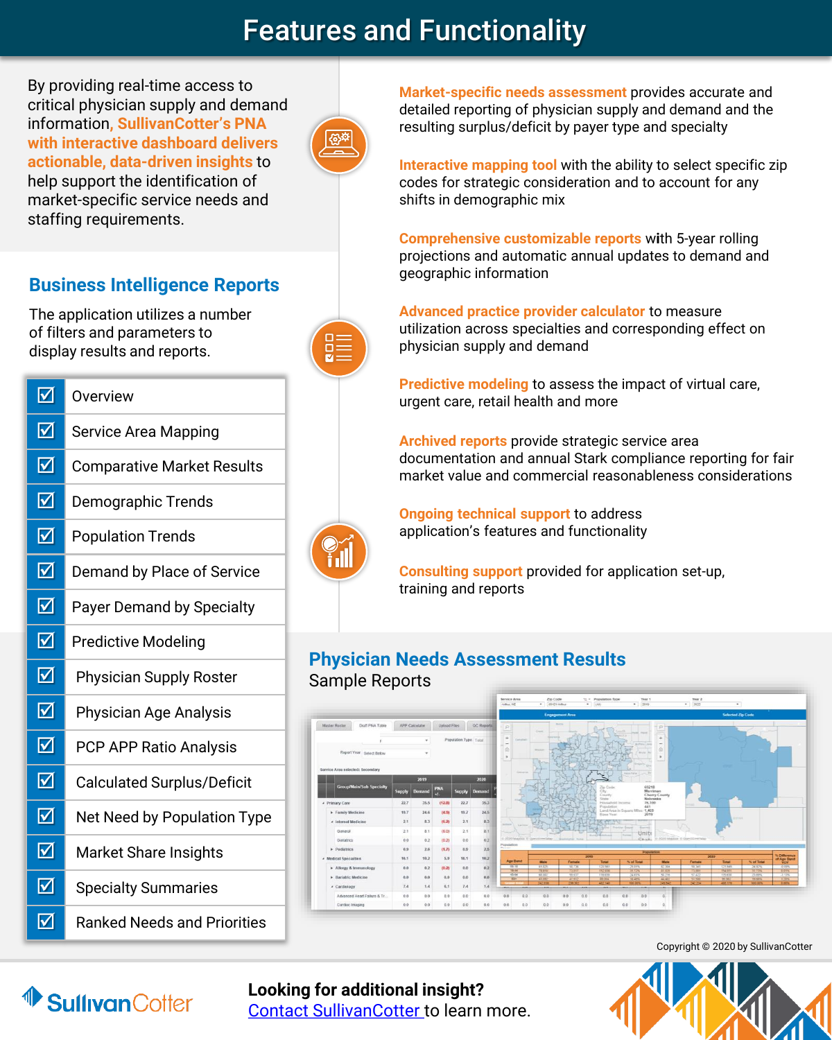# Features and Functionality

By providing real-time access to critical physician supply and demand information, **SullivanCotter's PNA with interactive dashboard delivers actionable, data-driven insights** to help support the identification of market-specific service needs and staffing requirements.

## Business Intelligence Reports

The application utilizes a number of filters and parameters to display results and reports.

- ☑ Overview
- ☑ Service Area Mapping
- ☑ Comparative Market Results
- ☑ Demographic Trends
- ☑ Population Trends
- ☑ Demand by Place of Service
- ☑ Payer Demand by Specialty
- ☑ Predictive Modeling
- ☑ Physician Supply Roster
- ☑ Physician Age Analysis
- ☑ PCP APP Ratio Analysis
- ☑ Calculated Surplus/Deficit
- ☑ Net Need by Population Type
- ☑ Market Share Insights
- ☑ Specialty Summaries
- ☑ Ranked Needs and Priorities

**Market-specific needs assessment** provides accurate and detailed reporting of physician supply and demand and the resulting surplus/deficit by payer type and specialty

**Interactive mapping tool** with the ability to select specific zip codes for strategic consideration and to account for any shifts in demographic mix

**Comprehensive customizable reports** with 5-year rolling projections and automatic annual updates to demand and geographic information

**Advanced practice provider calculator** to measure utilization across specialties and corresponding effect on physician supply and demand

**Predictive modeling** to assess the impact of virtual care, urgent care, retail health and more

**Archived reports** provide strategic service area documentation and annual Stark compliance reporting for fair market value and commercial reasonableness considerations

**Ongoing technical support** to address application's features and functionality

**Consulting support** provided for application set-up, training and reports

## Physician Needs Assessment Results

Sample Reports

Copyright © 2020 by SullivanCotter

SullivanCotter

**Looking for additional insight?**
Contact SullivanCotter to learn more.